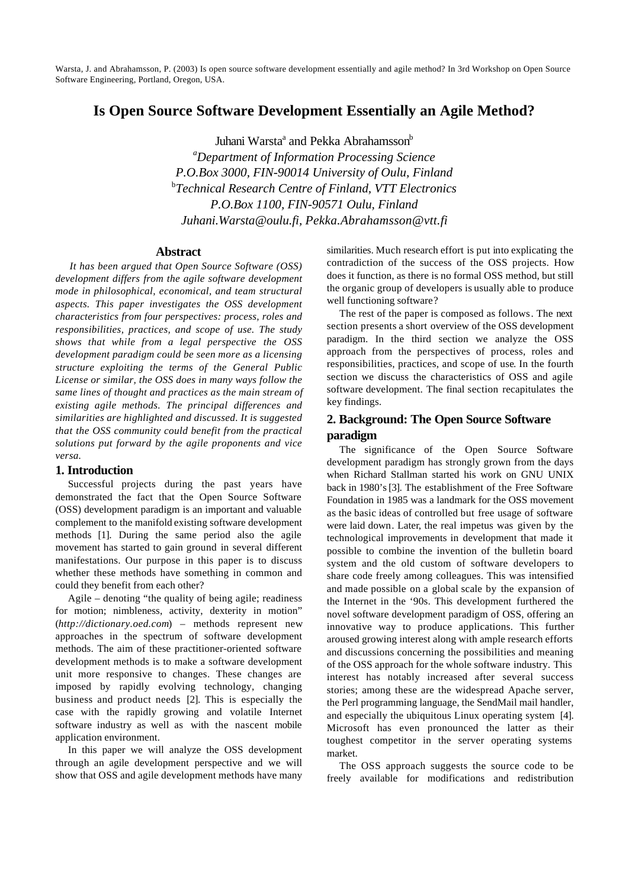Warsta, J. and Abrahamsson, P. (2003) Is open source software development essentially and agile method? In 3rd Workshop on Open Source Software Engineering, Portland, Oregon, USA.

# Is Open Source Software Development Essentially an Agile Method?

Juhani Warsta[a] and Pekka Abrahamsson[b]

[a]*Department of Information Processing Science*
*P.O.Box 3000, FIN-90014 University of Oulu, Finland*
[b]*Technical Research Centre of Finland, VTT Electronics*
*P.O.Box 1100, FIN-90571 Oulu, Finland*
*Juhani.Warsta@oulu.fi, Pekka.Abrahamsson@vtt.fi*

## Abstract

*It has been argued that Open Source Software (OSS) development differs from the agile software development mode in philosophical, economical, and team structural aspects. This paper investigates the OSS development characteristics from four perspectives: process, roles and responsibilities, practices, and scope of use. The study shows that while from a legal perspective the OSS development paradigm could be seen more as a licensing structure exploiting the terms of the General Public License or similar, the OSS does in many ways follow the same lines of thought and practices as the main stream of existing agile methods. The principal differences and similarities are highlighted and discussed. It is suggested that the OSS community could benefit from the practical solutions put forward by the agile proponents and vice versa.*

## 1. Introduction

Successful projects during the past years have demonstrated the fact that the Open Source Software (OSS) development paradigm is an important and valuable complement to the manifold existing software development methods [1]. During the same period also the agile movement has started to gain ground in several different manifestations. Our purpose in this paper is to discuss whether these methods have something in common and could they benefit from each other?

Agile – denoting "the quality of being agile; readiness for motion; nimbleness, activity, dexterity in motion" (*http://dictionary.oed.com*) – methods represent new approaches in the spectrum of software development methods. The aim of these practitioner-oriented software development methods is to make a software development unit more responsive to changes. These changes are imposed by rapidly evolving technology, changing business and product needs [2]. This is especially the case with the rapidly growing and volatile Internet software industry as well as with the nascent mobile application environment.

In this paper we will analyze the OSS development through an agile development perspective and we will show that OSS and agile development methods have many similarities. Much research effort is put into explicating the contradiction of the success of the OSS projects. How does it function, as there is no formal OSS method, but still the organic group of developers is usually able to produce well functioning software?

The rest of the paper is composed as follows. The next section presents a short overview of the OSS development paradigm. In the third section we analyze the OSS approach from the perspectives of process, roles and responsibilities, practices, and scope of use. In the fourth section we discuss the characteristics of OSS and agile software development. The final section recapitulates the key findings.

## 2. Background: The Open Source Software paradigm

The significance of the Open Source Software development paradigm has strongly grown from the days when Richard Stallman started his work on GNU UNIX back in 1980's [3]. The establishment of the Free Software Foundation in 1985 was a landmark for the OSS movement as the basic ideas of controlled but free usage of software were laid down. Later, the real impetus was given by the technological improvements in development that made it possible to combine the invention of the bulletin board system and the old custom of software developers to share code freely among colleagues. This was intensified and made possible on a global scale by the expansion of the Internet in the '90s. This development furthered the novel software development paradigm of OSS, offering an innovative way to produce applications. This further aroused growing interest along with ample research efforts and discussions concerning the possibilities and meaning of the OSS approach for the whole software industry. This interest has notably increased after several success stories; among these are the widespread Apache server, the Perl programming language, the SendMail mail handler, and especially the ubiquitous Linux operating system [4]. Microsoft has even pronounced the latter as their toughest competitor in the server operating systems market.

The OSS approach suggests the source code to be freely available for modifications and redistribution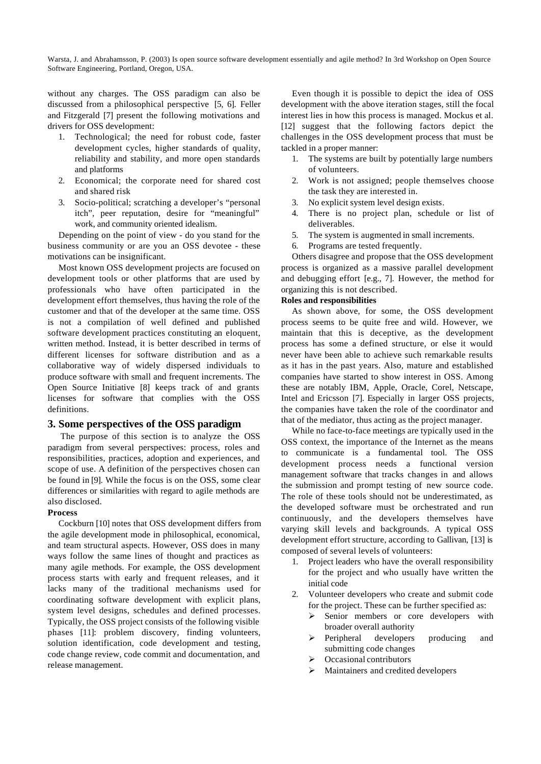without any charges. The OSS paradigm can also be discussed from a philosophical perspective [5, 6]. Feller and Fitzgerald [7] present the following motivations and drivers for OSS development:

1. Technological; the need for robust code, faster development cycles, higher standards of quality, reliability and stability, and more open standards and platforms
2. Economical; the corporate need for shared cost and shared risk
3. Socio-political; scratching a developer's "personal itch", peer reputation, desire for "meaningful" work, and community oriented idealism.

Depending on the point of view - do you stand for the business community or are you an OSS devotee - these motivations can be insignificant.

Most known OSS development projects are focused on development tools or other platforms that are used by professionals who have often participated in the development effort themselves, thus having the role of the customer and that of the developer at the same time. OSS is not a compilation of well defined and published software development practices constituting an eloquent, written method. Instead, it is better described in terms of different licenses for software distribution and as a collaborative way of widely dispersed individuals to produce software with small and frequent increments. The Open Source Initiative [8] keeps track of and grants licenses for software that complies with the OSS definitions.

## 3. Some perspectives of the OSS paradigm

The purpose of this section is to analyze the OSS paradigm from several perspectives: process, roles and responsibilities, practices, adoption and experiences, and scope of use. A definition of the perspectives chosen can be found in [9]. While the focus is on the OSS, some clear differences or similarities with regard to agile methods are also disclosed.

**Process**

Cockburn [10] notes that OSS development differs from the agile development mode in philosophical, economical, and team structural aspects. However, OSS does in many ways follow the same lines of thought and practices as many agile methods. For example, the OSS development process starts with early and frequent releases, and it lacks many of the traditional mechanisms used for coordinating software development with explicit plans, system level designs, schedules and defined processes. Typically, the OSS project consists of the following visible phases [11]: problem discovery, finding volunteers, solution identification, code development and testing, code change review, code commit and documentation, and release management.

Even though it is possible to depict the idea of OSS development with the above iteration stages, still the focal interest lies in how this process is managed. Mockus et al. [12] suggest that the following factors depict the challenges in the OSS development process that must be tackled in a proper manner:

1. The systems are built by potentially large numbers of volunteers.
2. Work is not assigned; people themselves choose the task they are interested in.
3. No explicit system level design exists.
4. There is no project plan, schedule or list of deliverables.
5. The system is augmented in small increments.
6. Programs are tested frequently.

Others disagree and propose that the OSS development process is organized as a massive parallel development and debugging effort [e.g., 7]. However, the method for organizing this is not described.

**Roles and responsibilities**

As shown above, for some, the OSS development process seems to be quite free and wild. However, we maintain that this is deceptive, as the development process has some a defined structure, or else it would never have been able to achieve such remarkable results as it has in the past years. Also, mature and established companies have started to show interest in OSS. Among these are notably IBM, Apple, Oracle, Corel, Netscape, Intel and Ericsson [7]. Especially in larger OSS projects, the companies have taken the role of the coordinator and that of the mediator, thus acting as the project manager.

While no face-to-face meetings are typically used in the OSS context, the importance of the Internet as the means to communicate is a fundamental tool. The OSS development process needs a functional version management software that tracks changes in and allows the submission and prompt testing of new source code. The role of these tools should not be underestimated, as the developed software must be orchestrated and run continuously, and the developers themselves have varying skill levels and backgrounds. A typical OSS development effort structure, according to Gallivan, [13] is composed of several levels of volunteers:

1. Project leaders who have the overall responsibility for the project and who usually have written the initial code
2. Volunteer developers who create and submit code for the project. These can be further specified as:
   - Senior members or core developers with broader overall authority
   - Peripheral developers producing and submitting code changes
   - Occasional contributors
   - Maintainers and credited developers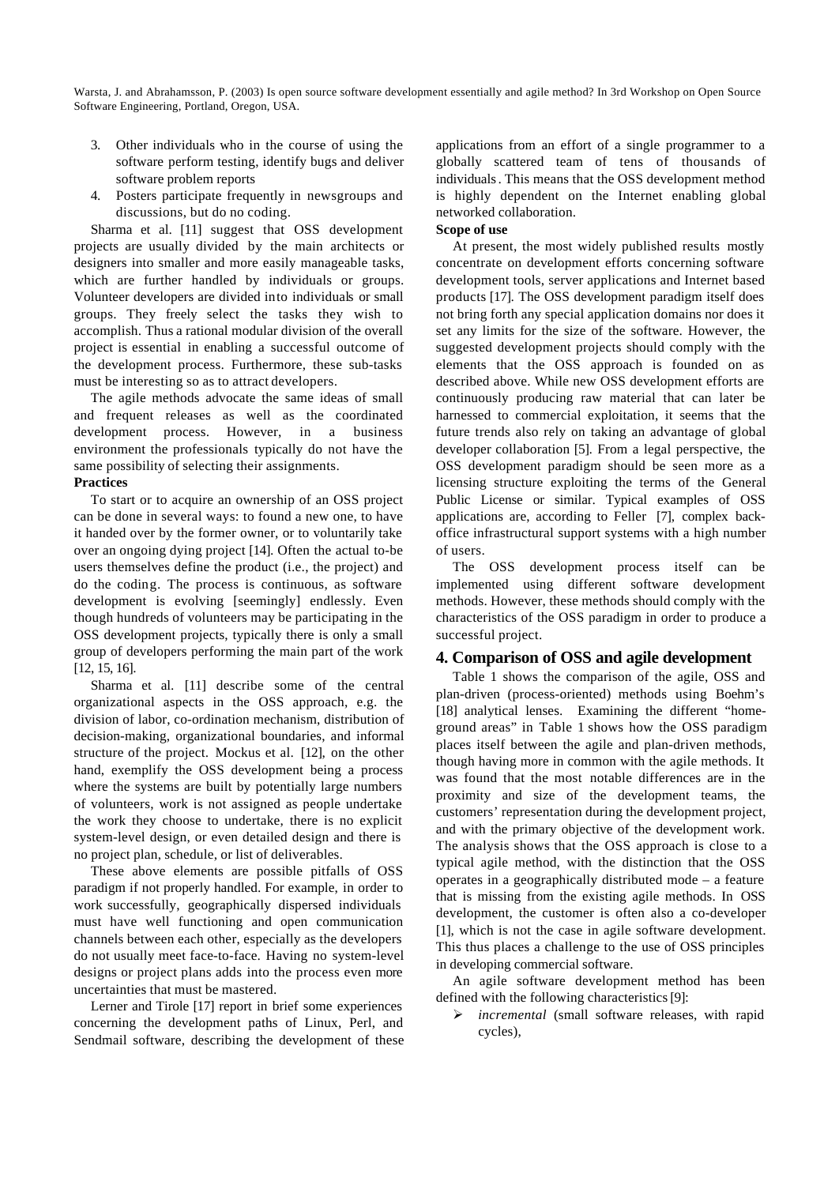3. Other individuals who in the course of using the software perform testing, identify bugs and deliver software problem reports
4. Posters participate frequently in newsgroups and discussions, but do no coding.

Sharma et al. [11] suggest that OSS development projects are usually divided by the main architects or designers into smaller and more easily manageable tasks, which are further handled by individuals or groups. Volunteer developers are divided into individuals or small groups. They freely select the tasks they wish to accomplish. Thus a rational modular division of the overall project is essential in enabling a successful outcome of the development process. Furthermore, these sub-tasks must be interesting so as to attract developers.

The agile methods advocate the same ideas of small and frequent releases as well as the coordinated development process. However, in a business environment the professionals typically do not have the same possibility of selecting their assignments.

**Practices**

To start or to acquire an ownership of an OSS project can be done in several ways: to found a new one, to have it handed over by the former owner, or to voluntarily take over an ongoing dying project [14]. Often the actual to-be users themselves define the product (i.e., the project) and do the coding. The process is continuous, as software development is evolving [seemingly] endlessly. Even though hundreds of volunteers may be participating in the OSS development projects, typically there is only a small group of developers performing the main part of the work [12, 15, 16].

Sharma et al. [11] describe some of the central organizational aspects in the OSS approach, e.g. the division of labor, co-ordination mechanism, distribution of decision-making, organizational boundaries, and informal structure of the project. Mockus et al. [12], on the other hand, exemplify the OSS development being a process where the systems are built by potentially large numbers of volunteers, work is not assigned as people undertake the work they choose to undertake, there is no explicit system-level design, or even detailed design and there is no project plan, schedule, or list of deliverables.

These above elements are possible pitfalls of OSS paradigm if not properly handled. For example, in order to work successfully, geographically dispersed individuals must have well functioning and open communication channels between each other, especially as the developers do not usually meet face-to-face. Having no system-level designs or project plans adds into the process even more uncertainties that must be mastered.

Lerner and Tirole [17] report in brief some experiences concerning the development paths of Linux, Perl, and Sendmail software, describing the development of these applications from an effort of a single programmer to a globally scattered team of tens of thousands of individuals. This means that the OSS development method is highly dependent on the Internet enabling global networked collaboration.

**Scope of use**

At present, the most widely published results mostly concentrate on development efforts concerning software development tools, server applications and Internet based products [17]. The OSS development paradigm itself does not bring forth any special application domains nor does it set any limits for the size of the software. However, the suggested development projects should comply with the elements that the OSS approach is founded on as described above. While new OSS development efforts are continuously producing raw material that can later be harnessed to commercial exploitation, it seems that the future trends also rely on taking an advantage of global developer collaboration [5]. From a legal perspective, the OSS development paradigm should be seen more as a licensing structure exploiting the terms of the General Public License or similar. Typical examples of OSS applications are, according to Feller [7], complex back-office infrastructural support systems with a high number of users.

The OSS development process itself can be implemented using different software development methods. However, these methods should comply with the characteristics of the OSS paradigm in order to produce a successful project.

## 4. Comparison of OSS and agile development

Table 1 shows the comparison of the agile, OSS and plan-driven (process-oriented) methods using Boehm's [18] analytical lenses. Examining the different "home-ground areas" in Table 1 shows how the OSS paradigm places itself between the agile and plan-driven methods, though having more in common with the agile methods. It was found that the most notable differences are in the proximity and size of the development teams, the customers' representation during the development project, and with the primary objective of the development work. The analysis shows that the OSS approach is close to a typical agile method, with the distinction that the OSS operates in a geographically distributed mode – a feature that is missing from the existing agile methods. In OSS development, the customer is often also a co-developer [1], which is not the case in agile software development. This thus places a challenge to the use of OSS principles in developing commercial software.

An agile software development method has been defined with the following characteristics [9]:

- *incremental* (small software releases, with rapid cycles),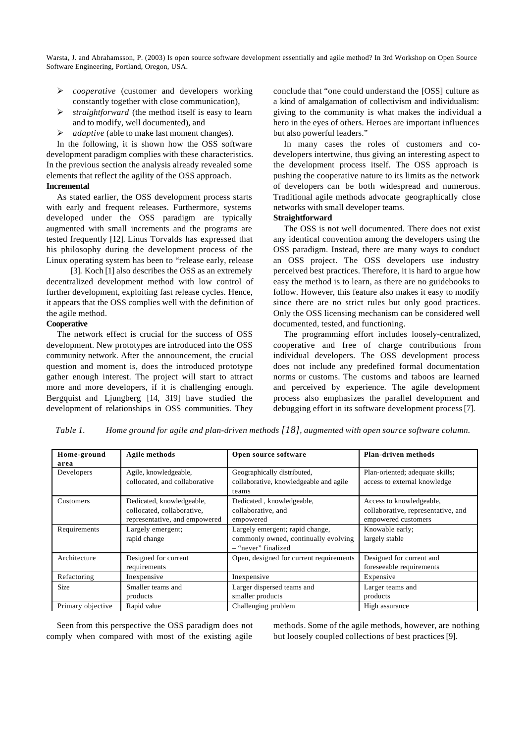- *cooperative* (customer and developers working constantly together with close communication),
- *straightforward* (the method itself is easy to learn and to modify, well documented), and
- *adaptive* (able to make last moment changes).

In the following, it is shown how the OSS software development paradigm complies with these characteristics. In the previous section the analysis already revealed some elements that reflect the agility of the OSS approach.

**Incremental**

As stated earlier, the OSS development process starts with early and frequent releases. Furthermore, systems developed under the OSS paradigm are typically augmented with small increments and the programs are tested frequently [12]. Linus Torvalds has expressed that his philosophy during the development process of the Linux operating system has been to "release early, release [3]. Koch [1] also describes the OSS as an extremely decentralized development method with low control of further development, exploiting fast release cycles. Hence, it appears that the OSS complies well with the definition of the agile method.

**Cooperative**

The network effect is crucial for the success of OSS development. New prototypes are introduced into the OSS community network. After the announcement, the crucial question and moment is, does the introduced prototype gather enough interest. The project will start to attract more and more developers, if it is challenging enough. Bergquist and Ljungberg [14, 319] have studied the development of relationships in OSS communities. They conclude that "one could understand the [OSS] culture as a kind of amalgamation of collectivism and individualism: giving to the community is what makes the individual a hero in the eyes of others. Heroes are important influences but also powerful leaders."

In many cases the roles of customers and co-developers intertwine, thus giving an interesting aspect to the development process itself. The OSS approach is pushing the cooperative nature to its limits as the network of developers can be both widespread and numerous. Traditional agile methods advocate geographically close networks with small developer teams.

**Straightforward**

The OSS is not well documented. There does not exist any identical convention among the developers using the OSS paradigm. Instead, there are many ways to conduct an OSS project. The OSS developers use industry perceived best practices. Therefore, it is hard to argue how easy the method is to learn, as there are no guidebooks to follow. However, this feature also makes it easy to modify since there are no strict rules but only good practices. Only the OSS licensing mechanism can be considered well documented, tested, and functioning.

The programming effort includes loosely-centralized, cooperative and free of charge contributions from individual developers. The OSS development process does not include any predefined formal documentation norms or customs. The customs and taboos are learned and perceived by experience. The agile development process also emphasizes the parallel development and debugging effort in its software development process [7].

*Table 1. Home ground for agile and plan-driven methods [18], augmented with open source software column.*

| Home-ground area | Agile methods | Open source software | Plan-driven methods |
|---|---|---|---|
| Developers | Agile, knowledgeable, collocated, and collaborative | Geographically distributed, collaborative, knowledgeable and agile teams | Plan-oriented; adequate skills; access to external knowledge |
| Customers | Dedicated, knowledgeable, collocated, collaborative, representative, and empowered | Dedicated , knowledgeable, collaborative, and empowered | Access to knowledgeable, collaborative, representative, and empowered customers |
| Requirements | Largely emergent; rapid change | Largely emergent; rapid change, commonly owned, continually evolving – "never" finalized | Knowable early; largely stable |
| Architecture | Designed for current requirements | Open, designed for current requirements | Designed for current and foreseeable requirements |
| Refactoring | Inexpensive | Inexpensive | Expensive |
| Size | Smaller teams and products | Larger dispersed teams and smaller products | Larger teams and products |
| Primary objective | Rapid value | Challenging problem | High assurance |

Seen from this perspective the OSS paradigm does not comply when compared with most of the existing agile methods. Some of the agile methods, however, are nothing but loosely coupled collections of best practices [9].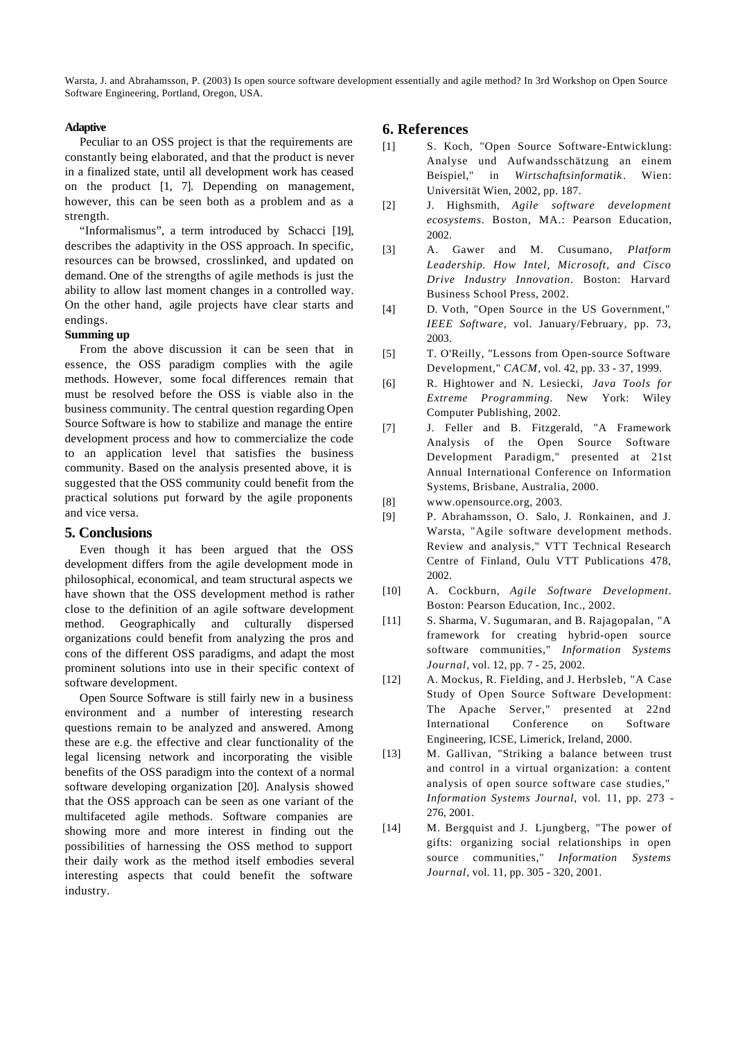**Adaptive**

Peculiar to an OSS project is that the requirements are constantly being elaborated, and that the product is never in a finalized state, until all development work has ceased on the product [1, 7]. Depending on management, however, this can be seen both as a problem and as a strength.

"Informalismus", a term introduced by Schacci [19], describes the adaptivity in the OSS approach. In specific, resources can be browsed, crosslinked, and updated on demand. One of the strengths of agile methods is just the ability to allow last moment changes in a controlled way. On the other hand, agile projects have clear starts and endings.

**Summing up**

From the above discussion it can be seen that in essence, the OSS paradigm complies with the agile methods. However, some focal differences remain that must be resolved before the OSS is viable also in the business community. The central question regarding Open Source Software is how to stabilize and manage the entire development process and how to commercialize the code to an application level that satisfies the business community. Based on the analysis presented above, it is suggested that the OSS community could benefit from the practical solutions put forward by the agile proponents and vice versa.

## 5. Conclusions

Even though it has been argued that the OSS development differs from the agile development mode in philosophical, economical, and team structural aspects we have shown that the OSS development method is rather close to the definition of an agile software development method. Geographically and culturally dispersed organizations could benefit from analyzing the pros and cons of the different OSS paradigms, and adapt the most prominent solutions into use in their specific context of software development.

Open Source Software is still fairly new in a business environment and a number of interesting research questions remain to be analyzed and answered. Among these are e.g. the effective and clear functionality of the legal licensing network and incorporating the visible benefits of the OSS paradigm into the context of a normal software developing organization [20]. Analysis showed that the OSS approach can be seen as one variant of the multifaceted agile methods. Software companies are showing more and more interest in finding out the possibilities of harnessing the OSS method to support their daily work as the method itself embodies several interesting aspects that could benefit the software industry.

## 6. References

[1] S. Koch, "Open Source Software-Entwicklung: Analyse und Aufwandsschätzung an einem Beispiel," in *Wirtschaftsinformatik*. Wien: Universität Wien, 2002, pp. 187.

[2] J. Highsmith, *Agile software development ecosystems*. Boston, MA.: Pearson Education, 2002.

[3] A. Gawer and M. Cusumano, *Platform Leadership. How Intel, Microsoft, and Cisco Drive Industry Innovation*. Boston: Harvard Business School Press, 2002.

[4] D. Voth, "Open Source in the US Government," *IEEE Software*, vol. January/February, pp. 73, 2003.

[5] T. O'Reilly, "Lessons from Open-source Software Development," *CACM*, vol. 42, pp. 33 - 37, 1999.

[6] R. Hightower and N. Lesiecki, *Java Tools for Extreme Programming*. New York: Wiley Computer Publishing, 2002.

[7] J. Feller and B. Fitzgerald, "A Framework Analysis of the Open Source Software Development Paradigm," presented at 21st Annual International Conference on Information Systems, Brisbane, Australia, 2000.

[8] www.opensource.org, 2003.

[9] P. Abrahamsson, O. Salo, J. Ronkainen, and J. Warsta, "Agile software development methods. Review and analysis," VTT Technical Research Centre of Finland, Oulu VTT Publications 478, 2002.

[10] A. Cockburn, *Agile Software Development*. Boston: Pearson Education, Inc., 2002.

[11] S. Sharma, V. Sugumaran, and B. Rajagopalan, "A framework for creating hybrid-open source software communities," *Information Systems Journal*, vol. 12, pp. 7 - 25, 2002.

[12] A. Mockus, R. Fielding, and J. Herbsleb, "A Case Study of Open Source Software Development: The Apache Server," presented at 22nd International Conference on Software Engineering, ICSE, Limerick, Ireland, 2000.

[13] M. Gallivan, "Striking a balance between trust and control in a virtual organization: a content analysis of open source software case studies," *Information Systems Journal*, vol. 11, pp. 273 - 276, 2001.

[14] M. Bergquist and J. Ljungberg, "The power of gifts: organizing social relationships in open source communities," *Information Systems Journal*, vol. 11, pp. 305 - 320, 2001.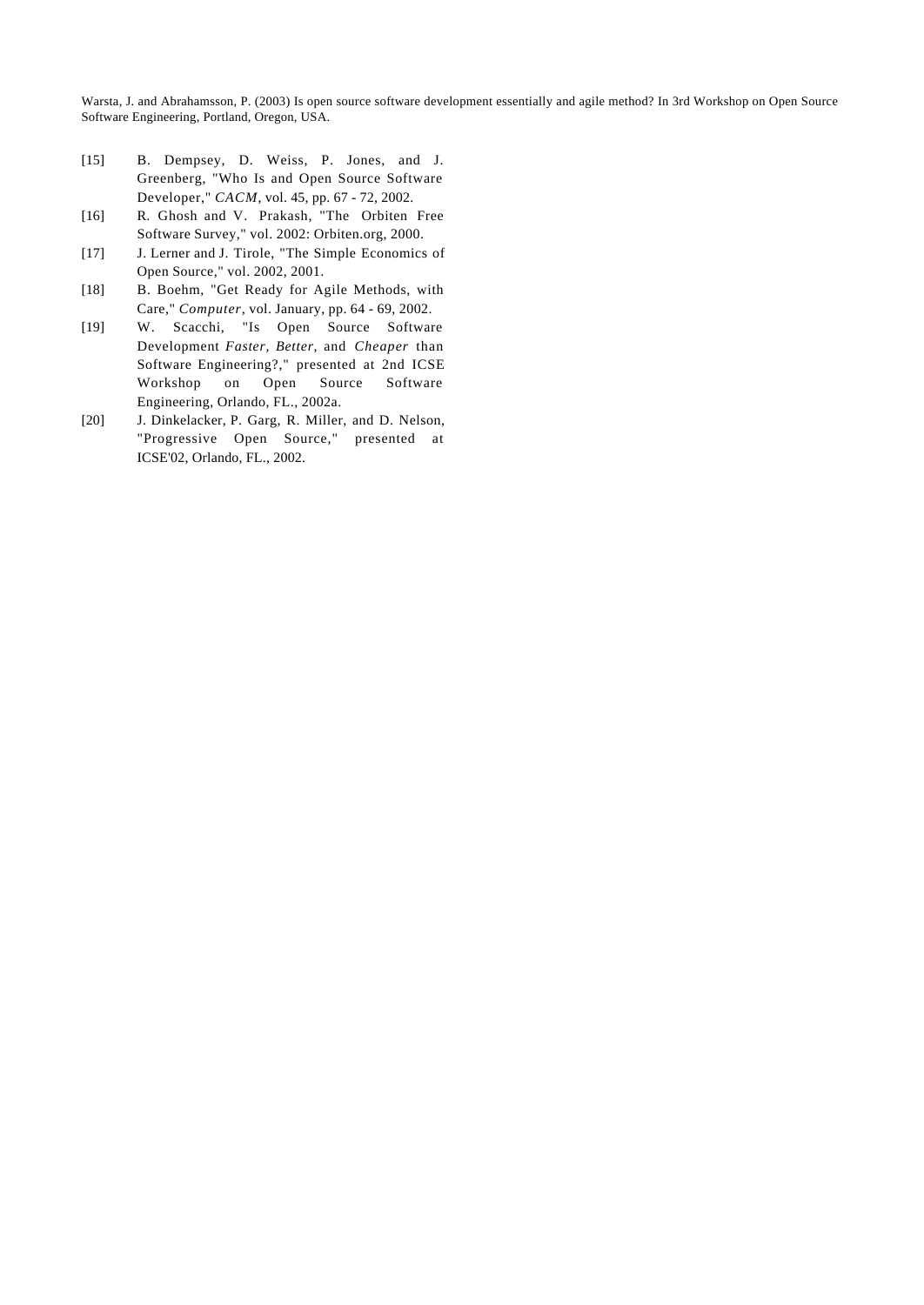Warsta, J. and Abrahamsson, P. (2003) Is open source software development essentially and agile method? In 3rd Workshop on Open Source Software Engineering, Portland, Oregon, USA.

[15] B. Dempsey, D. Weiss, P. Jones, and J. Greenberg, "Who Is and Open Source Software Developer," *CACM*, vol. 45, pp. 67 - 72, 2002.

[16] R. Ghosh and V. Prakash, "The Orbiten Free Software Survey," vol. 2002: Orbiten.org, 2000.

[17] J. Lerner and J. Tirole, "The Simple Economics of Open Source," vol. 2002, 2001.

[18] B. Boehm, "Get Ready for Agile Methods, with Care," *Computer*, vol. January, pp. 64 - 69, 2002.

[19] W. Scacchi, "Is Open Source Software Development *Faster, Better*, and *Cheaper* than Software Engineering?," presented at 2nd ICSE Workshop on Open Source Software Engineering, Orlando, FL., 2002a.

[20] J. Dinkelacker, P. Garg, R. Miller, and D. Nelson, "Progressive Open Source," presented at ICSE'02, Orlando, FL., 2002.